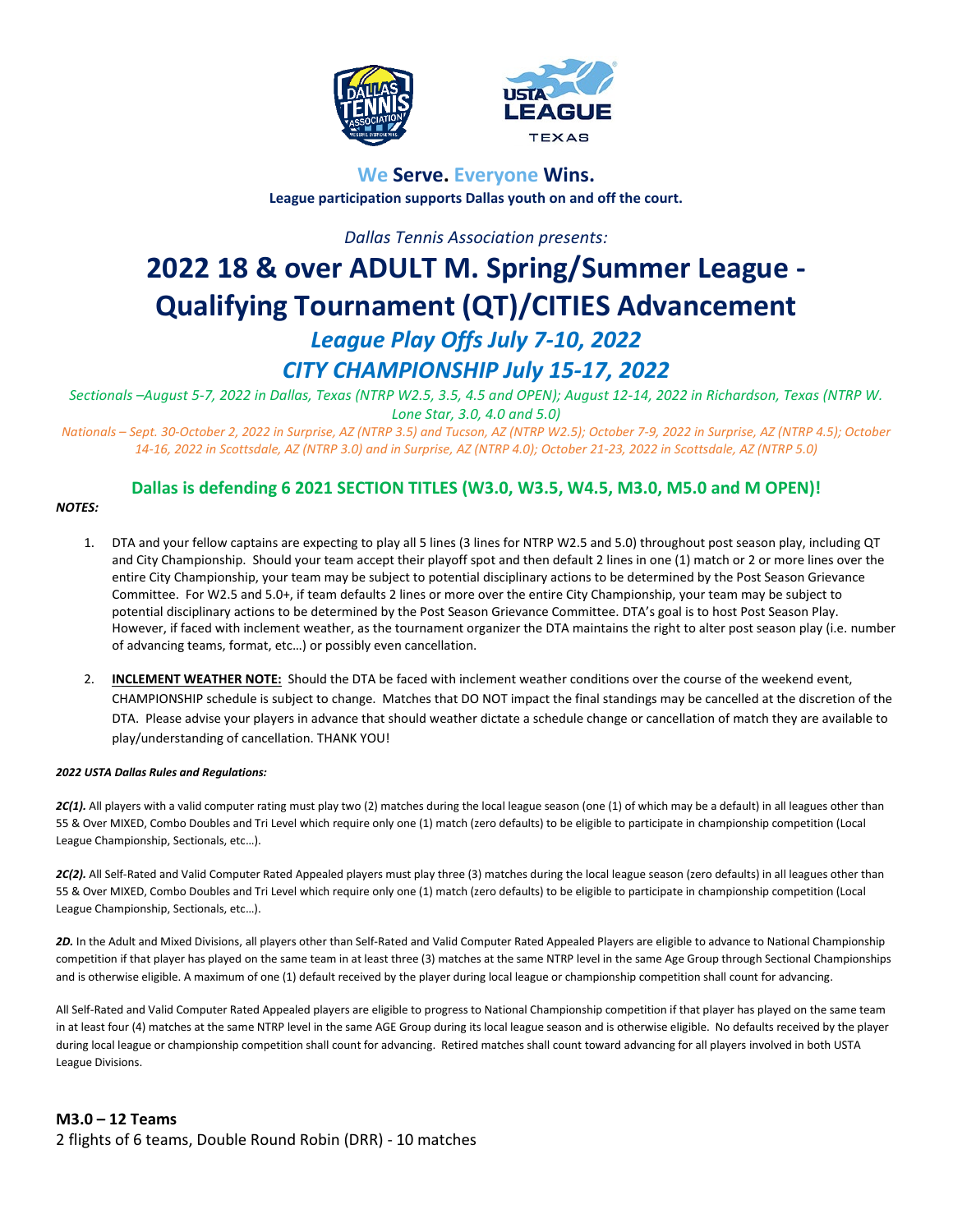**We Serve. Everyone Wins.**

**League participation supports Dallas youth on and off the court.**

*Dallas Tennis Association presents:*

# 2022 18 & over ADULT M. Spring/Summer League - Qualifying Tournament (QT)/CITIES Advancement

## *League Play Offs July 7-10, 2022*

## *CITY CHAMPIONSHIP July 15-17, 2022*

*Sectionals –August 5-7, 2022 in Dallas, Texas (NTRP W2.5, 3.5, 4.5 and OPEN); August 12-14, 2022 in Richardson, Texas (NTRP W. Lone Star, 3.0, 4.0 and 5.0)*

*Nationals – Sept. 30-October 2, 2022 in Surprise, AZ (NTRP 3.5) and Tucson, AZ (NTRP W2.5); October 7-9, 2022 in Surprise, AZ (NTRP 4.5); October 14-16, 2022 in Scottsdale, AZ (NTRP 3.0) and in Surprise, AZ (NTRP 4.0); October 21-23, 2022 in Scottsdale, AZ (NTRP 5.0)*

### Dallas is defending 6 2021 SECTION TITLES (W3.0, W3.5, W4.5, M3.0, M5.0 and M OPEN)!

***NOTES:***

1. DTA and your fellow captains are expecting to play all 5 lines (3 lines for NTRP W2.5 and 5.0) throughout post season play, including QT and City Championship. Should your team accept their playoff spot and then default 2 lines in one (1) match or 2 or more lines over the entire City Championship, your team may be subject to potential disciplinary actions to be determined by the Post Season Grievance Committee. For W2.5 and 5.0+, if team defaults 2 lines or more over the entire City Championship, your team may be subject to potential disciplinary actions to be determined by the Post Season Grievance Committee. DTA's goal is to host Post Season Play. However, if faced with inclement weather, as the tournament organizer the DTA maintains the right to alter post season play (i.e. number of advancing teams, format, etc…) or possibly even cancellation.

2. **INCLEMENT WEATHER NOTE:** Should the DTA be faced with inclement weather conditions over the course of the weekend event, CHAMPIONSHIP schedule is subject to change. Matches that DO NOT impact the final standings may be cancelled at the discretion of the DTA. Please advise your players in advance that should weather dictate a schedule change or cancellation of match they are available to play/understanding of cancellation. THANK YOU!

***2022 USTA Dallas Rules and Regulations:***

***2C(1).*** All players with a valid computer rating must play two (2) matches during the local league season (one (1) of which may be a default) in all leagues other than 55 & Over MIXED, Combo Doubles and Tri Level which require only one (1) match (zero defaults) to be eligible to participate in championship competition (Local League Championship, Sectionals, etc…).

***2C(2).*** All Self-Rated and Valid Computer Rated Appealed players must play three (3) matches during the local league season (zero defaults) in all leagues other than 55 & Over MIXED, Combo Doubles and Tri Level which require only one (1) match (zero defaults) to be eligible to participate in championship competition (Local League Championship, Sectionals, etc…).

***2D.*** In the Adult and Mixed Divisions, all players other than Self-Rated and Valid Computer Rated Appealed Players are eligible to advance to National Championship competition if that player has played on the same team in at least three (3) matches at the same NTRP level in the same Age Group through Sectional Championships and is otherwise eligible. A maximum of one (1) default received by the player during local league or championship competition shall count for advancing.

All Self-Rated and Valid Computer Rated Appealed players are eligible to progress to National Championship competition if that player has played on the same team in at least four (4) matches at the same NTRP level in the same AGE Group during its local league season and is otherwise eligible. No defaults received by the player during local league or championship competition shall count for advancing. Retired matches shall count toward advancing for all players involved in both USTA League Divisions.

**M3.0 – 12 Teams**

2 flights of 6 teams, Double Round Robin (DRR) - 10 matches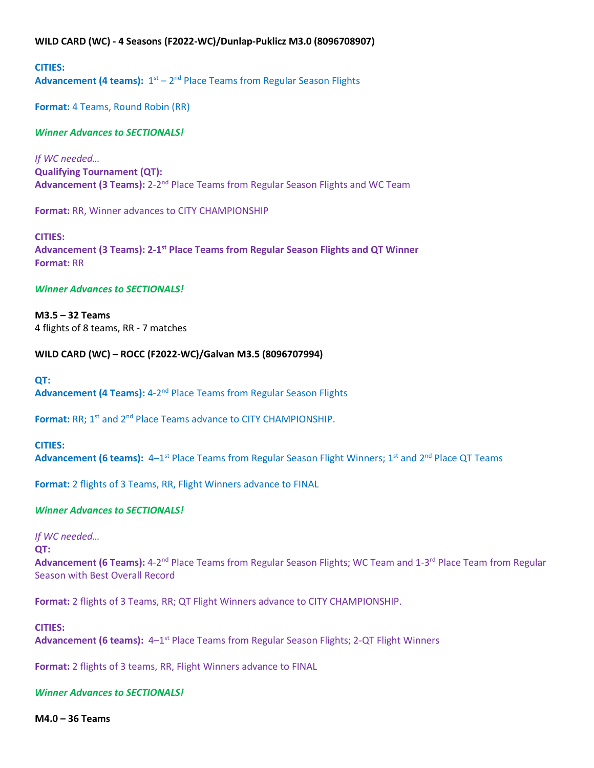**WILD CARD (WC) - 4 Seasons (F2022-WC)/Dunlap-Puklicz M3.0 (8096708907)**

**CITIES:**
**Advancement (4 teams):** 1st – 2nd Place Teams from Regular Season Flights

**Format:** 4 Teams, Round Robin (RR)

***Winner Advances to SECTIONALS!***

*If WC needed…*
**Qualifying Tournament (QT):**
**Advancement (3 Teams):** 2-2nd Place Teams from Regular Season Flights and WC Team

**Format:** RR, Winner advances to CITY CHAMPIONSHIP

**CITIES:**
**Advancement (3 Teams): 2-1st Place Teams from Regular Season Flights and QT Winner**
**Format:** RR

***Winner Advances to SECTIONALS!***

**M3.5 – 32 Teams**
4 flights of 8 teams, RR - 7 matches

**WILD CARD (WC) – ROCC (F2022-WC)/Galvan M3.5 (8096707994)**

**QT:**
**Advancement (4 Teams):** 4-2nd Place Teams from Regular Season Flights

**Format:** RR; 1st and 2nd Place Teams advance to CITY CHAMPIONSHIP.

**CITIES:**
**Advancement (6 teams):** 4–1st Place Teams from Regular Season Flight Winners; 1st and 2nd Place QT Teams

**Format:** 2 flights of 3 Teams, RR, Flight Winners advance to FINAL

***Winner Advances to SECTIONALS!***

*If WC needed…*
**QT:**
**Advancement (6 Teams):** 4-2nd Place Teams from Regular Season Flights; WC Team and 1-3rd Place Team from Regular Season with Best Overall Record

**Format:** 2 flights of 3 Teams, RR; QT Flight Winners advance to CITY CHAMPIONSHIP.

**CITIES:**
**Advancement (6 teams):** 4–1st Place Teams from Regular Season Flights; 2-QT Flight Winners

**Format:** 2 flights of 3 teams, RR, Flight Winners advance to FINAL

***Winner Advances to SECTIONALS!***

**M4.0 – 36 Teams**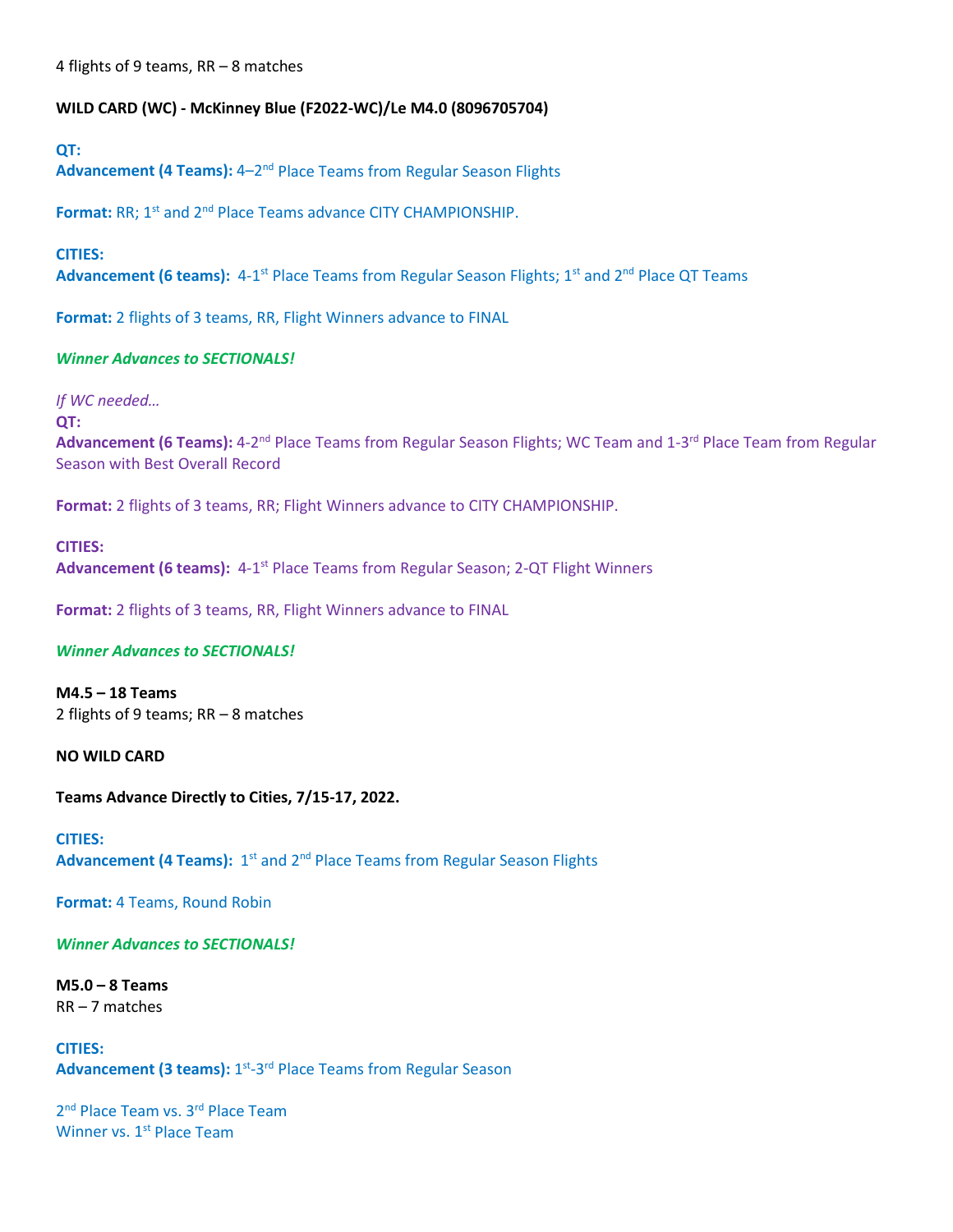4 flights of 9 teams, RR – 8 matches

**WILD CARD (WC) - McKinney Blue (F2022-WC)/Le M4.0 (8096705704)**

**QT:**
**Advancement (4 Teams):** 4–2nd Place Teams from Regular Season Flights

**Format:** RR; 1st and 2nd Place Teams advance CITY CHAMPIONSHIP.

**CITIES:**
**Advancement (6 teams):** 4-1st Place Teams from Regular Season Flights; 1st and 2nd Place QT Teams

**Format:** 2 flights of 3 teams, RR, Flight Winners advance to FINAL

***Winner Advances to SECTIONALS!***

*If WC needed…*
**QT:**
**Advancement (6 Teams):** 4-2nd Place Teams from Regular Season Flights; WC Team and 1-3rd Place Team from Regular Season with Best Overall Record

**Format:** 2 flights of 3 teams, RR; Flight Winners advance to CITY CHAMPIONSHIP.

**CITIES:**
**Advancement (6 teams):** 4-1st Place Teams from Regular Season; 2-QT Flight Winners

**Format:** 2 flights of 3 teams, RR, Flight Winners advance to FINAL

***Winner Advances to SECTIONALS!***

**M4.5 – 18 Teams**
2 flights of 9 teams; RR – 8 matches

**NO WILD CARD**

**Teams Advance Directly to Cities, 7/15-17, 2022.**

**CITIES:**
**Advancement (4 Teams):** 1st and 2nd Place Teams from Regular Season Flights

**Format:** 4 Teams, Round Robin

***Winner Advances to SECTIONALS!***

**M5.0 – 8 Teams**
RR – 7 matches

**CITIES:**
**Advancement (3 teams):** 1st-3rd Place Teams from Regular Season

2nd Place Team vs. 3rd Place Team
Winner vs. 1st Place Team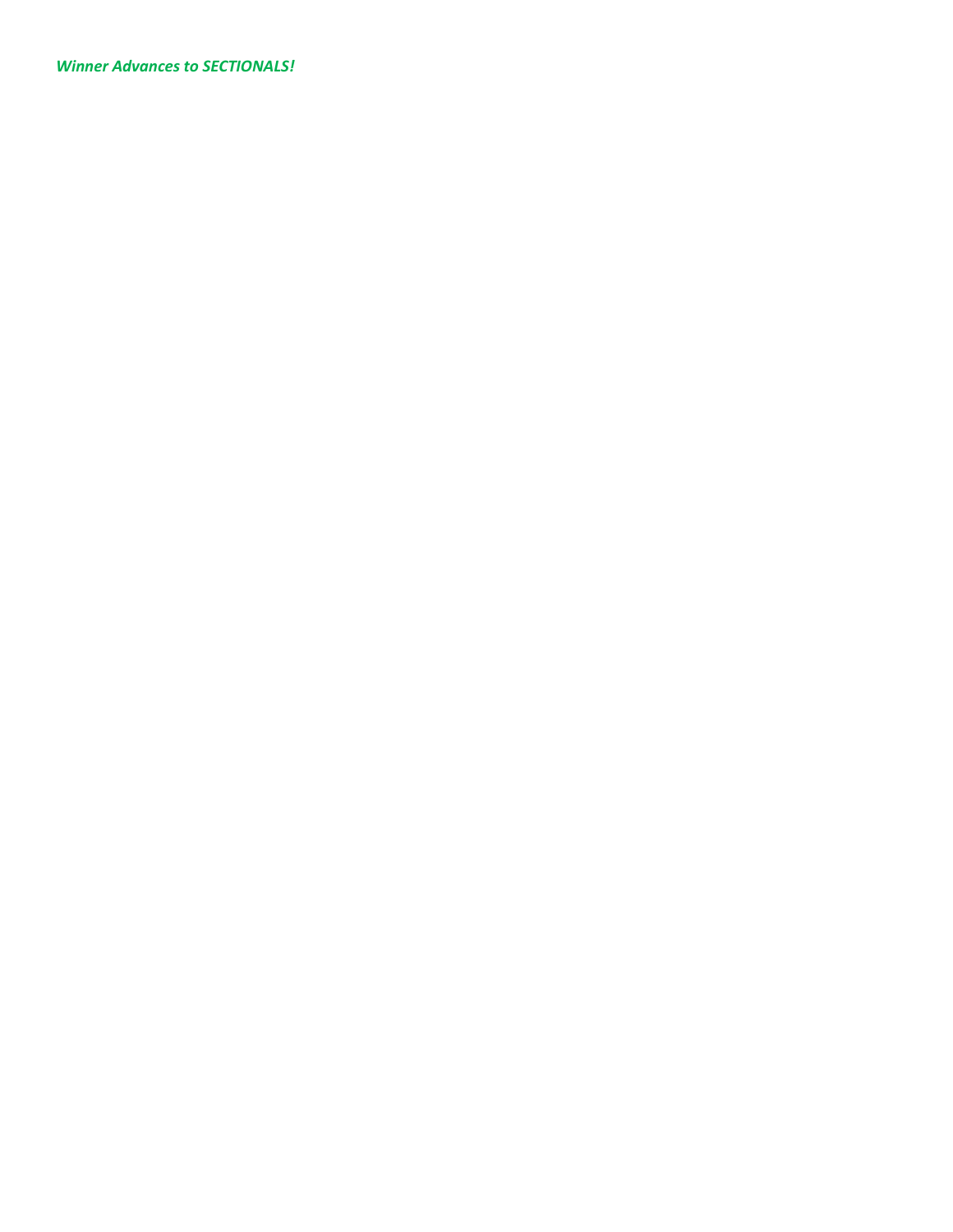***Winner Advances to SECTIONALS!***